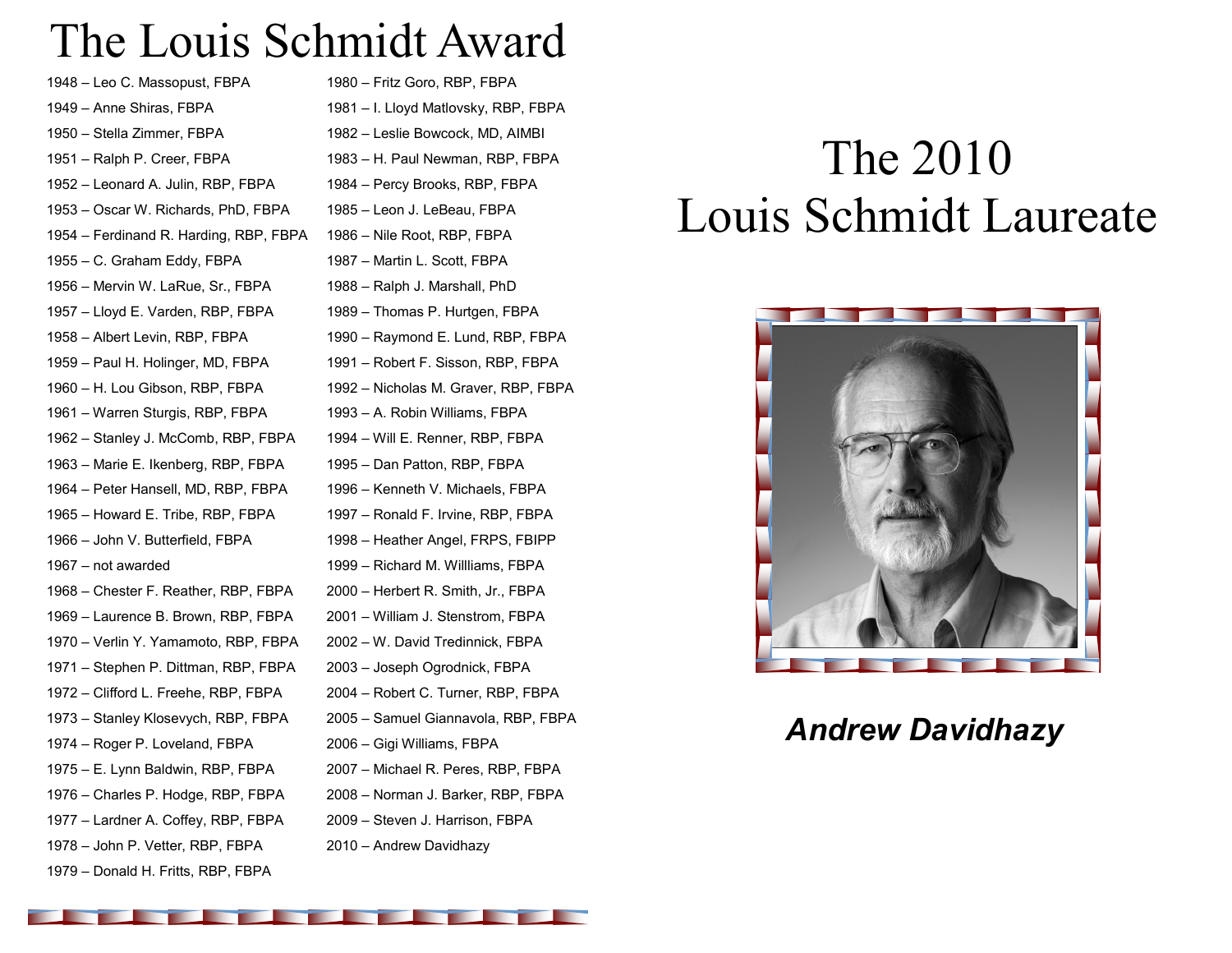# The Louis Schmidt Award

1948 – Leo C. Massopust, FBPA
1949 – Anne Shiras, FBPA
1950 – Stella Zimmer, FBPA
1951 – Ralph P. Creer, FBPA
1952 – Leonard A. Julin, RBP, FBPA
1953 – Oscar W. Richards, PhD, FBPA
1954 – Ferdinand R. Harding, RBP, FBPA
1955 – C. Graham Eddy, FBPA
1956 – Mervin W. LaRue, Sr., FBPA
1957 – Lloyd E. Varden, RBP, FBPA
1958 – Albert Levin, RBP, FBPA
1959 – Paul H. Holinger, MD, FBPA
1960 – H. Lou Gibson, RBP, FBPA
1961 – Warren Sturgis, RBP, FBPA
1962 – Stanley J. McComb, RBP, FBPA
1963 – Marie E. Ikenberg, RBP, FBPA
1964 – Peter Hansell, MD, RBP, FBPA
1965 – Howard E. Tribe, RBP, FBPA
1966 – John V. Butterfield, FBPA
1967 – not awarded
1968 – Chester F. Reather, RBP, FBPA
1969 – Laurence B. Brown, RBP, FBPA
1970 – Verlin Y. Yamamoto, RBP, FBPA
1971 – Stephen P. Dittman, RBP, FBPA
1972 – Clifford L. Freehe, RBP, FBPA
1973 – Stanley Klosevych, RBP, FBPA
1974 – Roger P. Loveland, FBPA
1975 – E. Lynn Baldwin, RBP, FBPA
1976 – Charles P. Hodge, RBP, FBPA
1977 – Lardner A. Coffey, RBP, FBPA
1978 – John P. Vetter, RBP, FBPA
1979 – Donald H. Fritts, RBP, FBPA
1980 – Fritz Goro, RBP, FBPA
1981 – I. Lloyd Matlovsky, RBP, FBPA
1982 – Leslie Bowcock, MD, AIMBI
1983 – H. Paul Newman, RBP, FBPA
1984 – Percy Brooks, RBP, FBPA
1985 – Leon J. LeBeau, FBPA
1986 – Nile Root, RBP, FBPA
1987 – Martin L. Scott, FBPA
1988 – Ralph J. Marshall, PhD
1989 – Thomas P. Hurtgen, FBPA
1990 – Raymond E. Lund, RBP, FBPA
1991 – Robert F. Sisson, RBP, FBPA
1992 – Nicholas M. Graver, RBP, FBPA
1993 – A. Robin Williams, FBPA
1994 – Will E. Renner, RBP, FBPA
1995 – Dan Patton, RBP, FBPA
1996 – Kenneth V. Michaels, FBPA
1997 – Ronald F. Irvine, RBP, FBPA
1998 – Heather Angel, FRPS, FBIPP
1999 – Richard M. Willliams, FBPA
2000 – Herbert R. Smith, Jr., FBPA
2001 – William J. Stenstrom, FBPA
2002 – W. David Tredinnick, FBPA
2003 – Joseph Ogrodnick, FBPA
2004 – Robert C. Turner, RBP, FBPA
2005 – Samuel Giannavola, RBP, FBPA
2006 – Gigi Williams, FBPA
2007 – Michael R. Peres, RBP, FBPA
2008 – Norman J. Barker, RBP, FBPA
2009 – Steven J. Harrison, FBPA
2010 – Andrew Davidhazy

# The 2010 Louis Schmidt Laureate

***Andrew Davidhazy***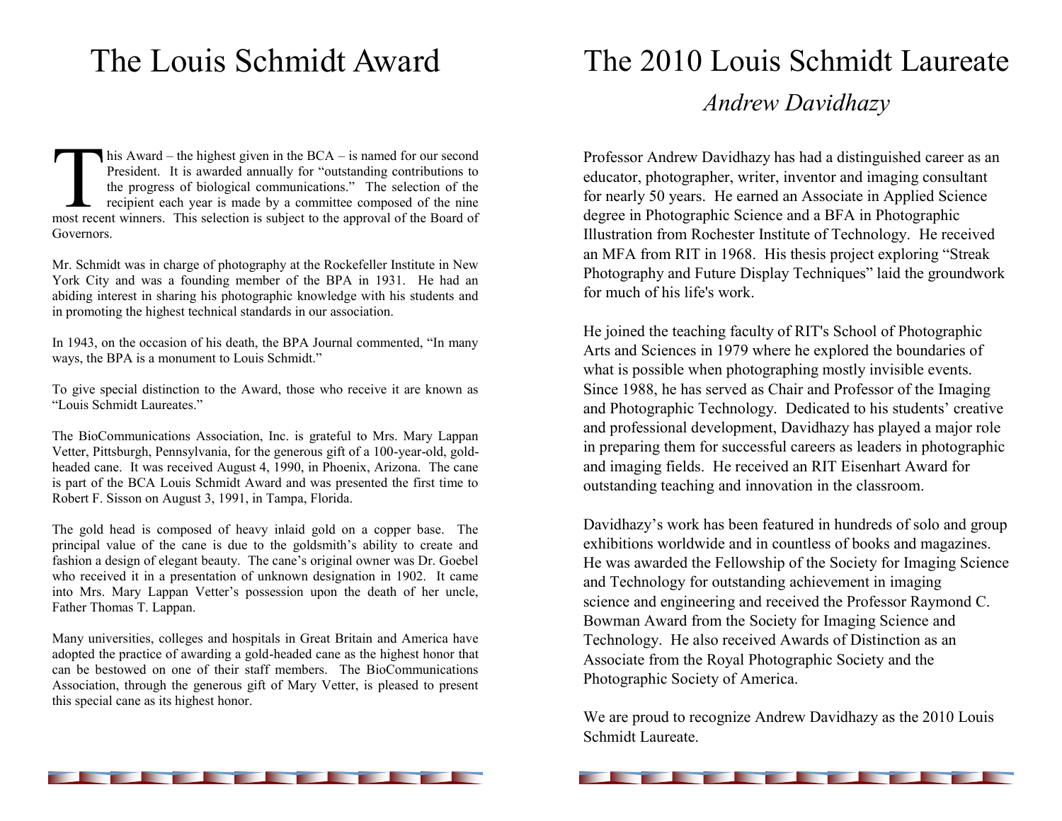# The Louis Schmidt Award

This Award – the highest given in the BCA – is named for our second President. It is awarded annually for "outstanding contributions to the progress of biological communications." The selection of the recipient each year is made by a committee composed of the nine most recent winners. This selection is subject to the approval of the Board of Governors.

Mr. Schmidt was in charge of photography at the Rockefeller Institute in New York City and was a founding member of the BPA in 1931. He had an abiding interest in sharing his photographic knowledge with his students and in promoting the highest technical standards in our association.

In 1943, on the occasion of his death, the BPA Journal commented, "In many ways, the BPA is a monument to Louis Schmidt."

To give special distinction to the Award, those who receive it are known as "Louis Schmidt Laureates."

The BioCommunications Association, Inc. is grateful to Mrs. Mary Lappan Vetter, Pittsburgh, Pennsylvania, for the generous gift of a 100-year-old, gold-headed cane. It was received August 4, 1990, in Phoenix, Arizona. The cane is part of the BCA Louis Schmidt Award and was presented the first time to Robert F. Sisson on August 3, 1991, in Tampa, Florida.

The gold head is composed of heavy inlaid gold on a copper base. The principal value of the cane is due to the goldsmith's ability to create and fashion a design of elegant beauty. The cane's original owner was Dr. Goebel who received it in a presentation of unknown designation in 1902. It came into Mrs. Mary Lappan Vetter's possession upon the death of her uncle, Father Thomas T. Lappan.

Many universities, colleges and hospitals in Great Britain and America have adopted the practice of awarding a gold-headed cane as the highest honor that can be bestowed on one of their staff members. The BioCommunications Association, through the generous gift of Mary Vetter, is pleased to present this special cane as its highest honor.

# The 2010 Louis Schmidt Laureate

## *Andrew Davidhazy*

Professor Andrew Davidhazy has had a distinguished career as an educator, photographer, writer, inventor and imaging consultant for nearly 50 years. He earned an Associate in Applied Science degree in Photographic Science and a BFA in Photographic Illustration from Rochester Institute of Technology. He received an MFA from RIT in 1968. His thesis project exploring "Streak Photography and Future Display Techniques" laid the groundwork for much of his life's work.

He joined the teaching faculty of RIT's School of Photographic Arts and Sciences in 1979 where he explored the boundaries of what is possible when photographing mostly invisible events. Since 1988, he has served as Chair and Professor of the Imaging and Photographic Technology. Dedicated to his students' creative and professional development, Davidhazy has played a major role in preparing them for successful careers as leaders in photographic and imaging fields. He received an RIT Eisenhart Award for outstanding teaching and innovation in the classroom.

Davidhazy's work has been featured in hundreds of solo and group exhibitions worldwide and in countless of books and magazines. He was awarded the Fellowship of the Society for Imaging Science and Technology for outstanding achievement in imaging science and engineering and received the Professor Raymond C. Bowman Award from the Society for Imaging Science and Technology. He also received Awards of Distinction as an Associate from the Royal Photographic Society and the Photographic Society of America.

We are proud to recognize Andrew Davidhazy as the 2010 Louis Schmidt Laureate.